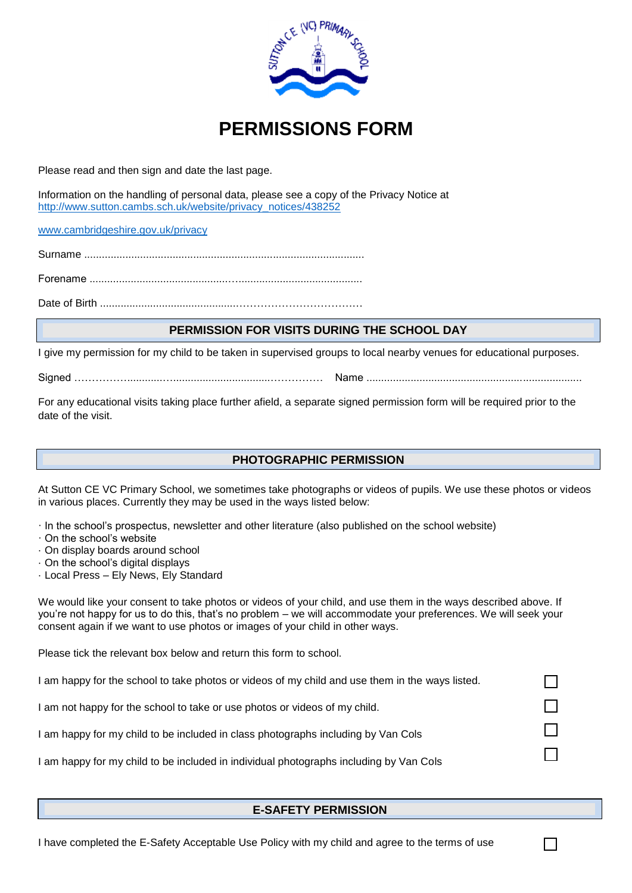# PERMISSIONS FORM

Please read and then sign and date the last page.

Information on the handling of personal data, please see a copy of the Privacy Notice at
http://www.sutton.cambs.sch.uk/website/privacy_notices/438252

www.cambridgeshire.gov.uk/privacy

Surname ..............................................................................................

Forename ...........................................................................................

Date of Birth ........................................................................................

## PERMISSION FOR VISITS DURING THE SCHOOL DAY

I give my permission for my child to be taken in supervised groups to local nearby venues for educational purposes.

Signed ........................................................................ Name ........................................................................

For any educational visits taking place further afield, a separate signed permission form will be required prior to the date of the visit.

## PHOTOGRAPHIC PERMISSION

At Sutton CE VC Primary School, we sometimes take photographs or videos of pupils. We use these photos or videos in various places. Currently they may be used in the ways listed below:

- In the school's prospectus, newsletter and other literature (also published on the school website)
- On the school's website
- On display boards around school
- On the school's digital displays
- Local Press – Ely News, Ely Standard

We would like your consent to take photos or videos of your child, and use them in the ways described above. If you're not happy for us to do this, that's no problem – we will accommodate your preferences. We will seek your consent again if we want to use photos or images of your child in other ways.

Please tick the relevant box below and return this form to school.

- [ ] I am happy for the school to take photos or videos of my child and use them in the ways listed.
- [ ] I am not happy for the school to take or use photos or videos of my child.
- [ ] I am happy for my child to be included in class photographs including by Van Cols
- [ ] I am happy for my child to be included in individual photographs including by Van Cols

## E-SAFETY PERMISSION

- [ ] I have completed the E-Safety Acceptable Use Policy with my child and agree to the terms of use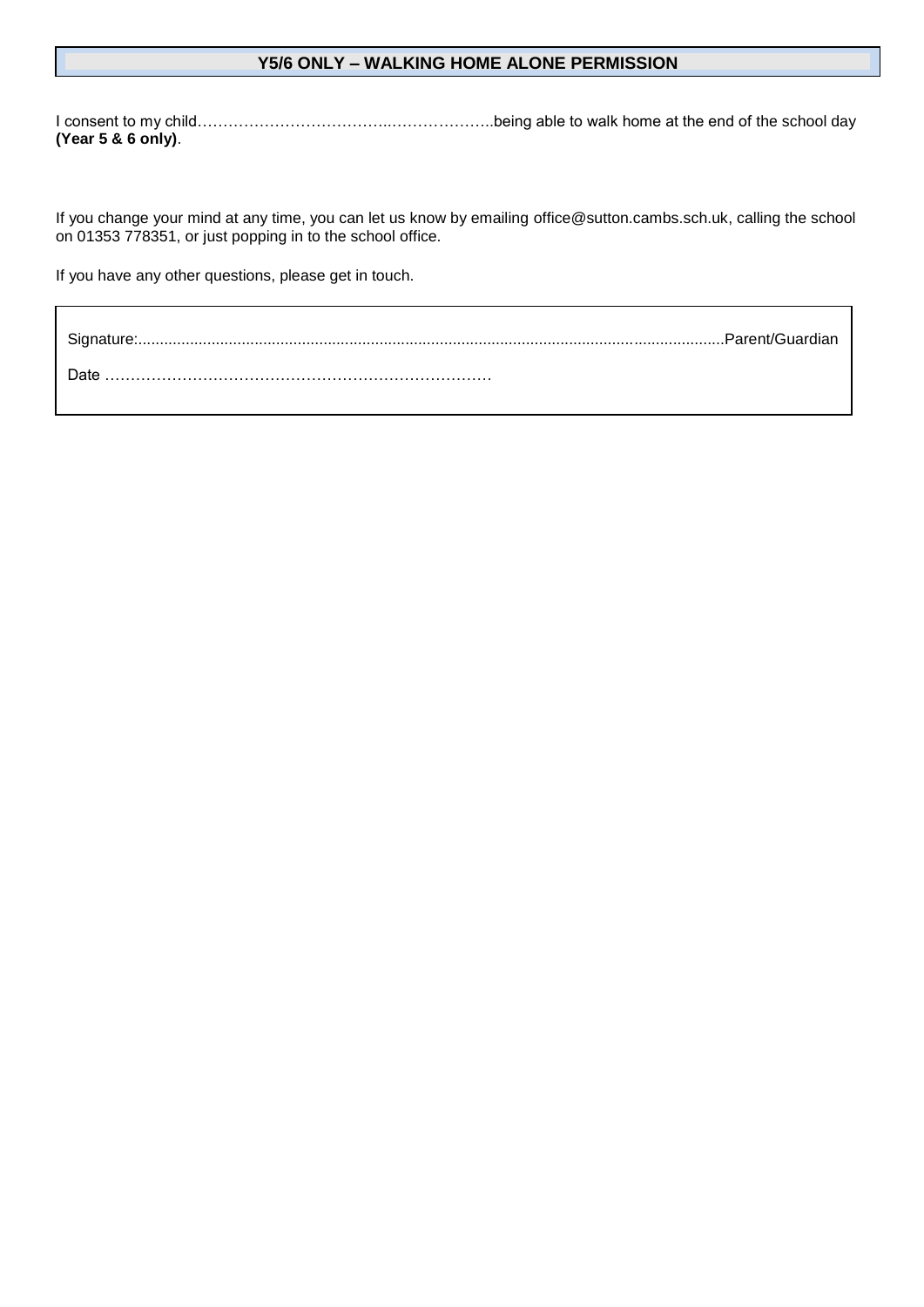## Y5/6 ONLY – WALKING HOME ALONE PERMISSION

I consent to my child…………………………………..………………..being able to walk home at the end of the school day **(Year 5 & 6 only)**.

If you change your mind at any time, you can let us know by emailing office@sutton.cambs.sch.uk, calling the school on 01353 778351, or just popping in to the school office.

If you have any other questions, please get in touch.

Signature:........................................................................................................................................Parent/Guardian

Date …………………………………………………………………